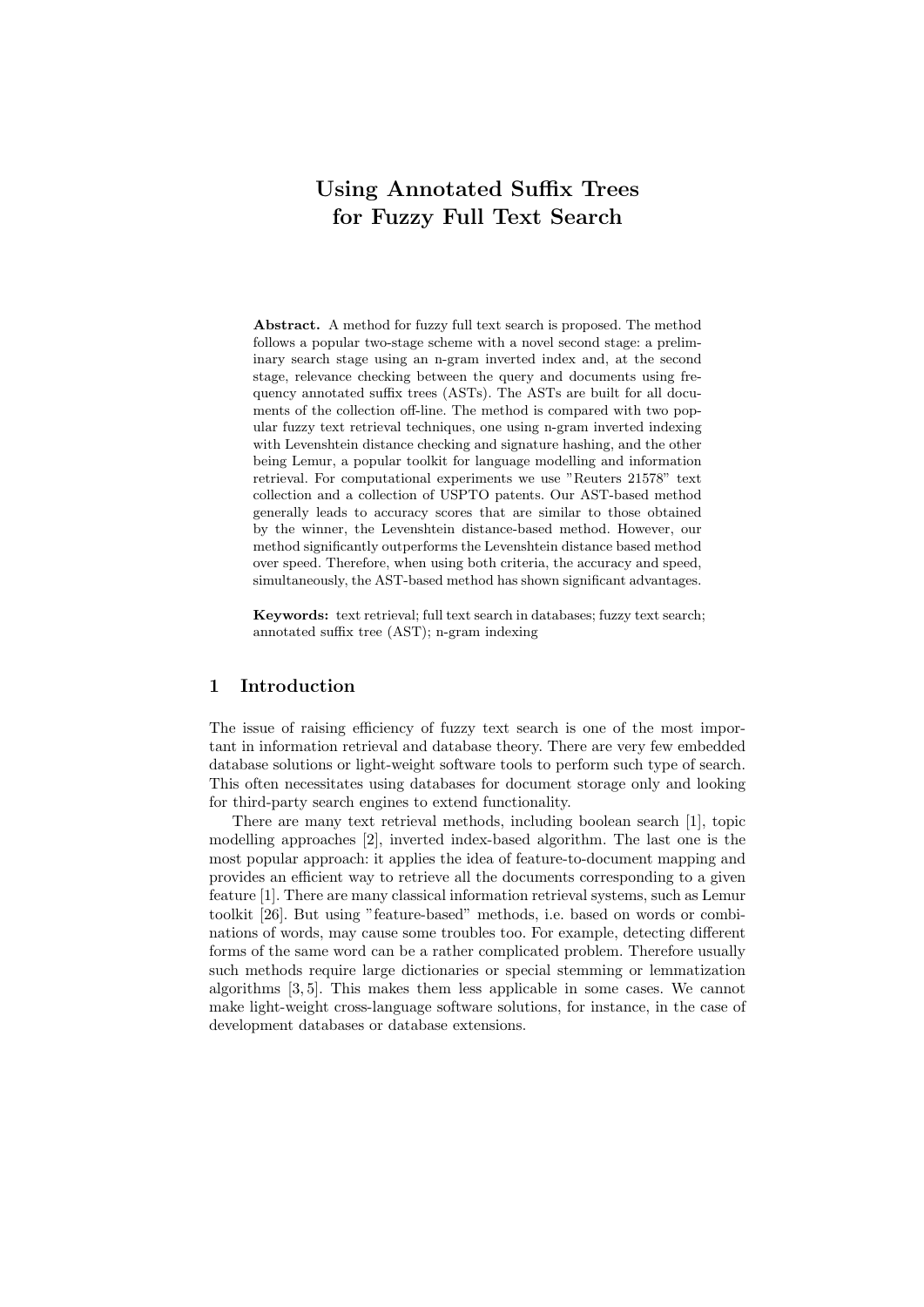# Using Annotated Suffix Trees for Fuzzy Full Text Search

**Abstract.** A method for fuzzy full text search is proposed. The method follows a popular two-stage scheme with a novel second stage: a preliminary search stage using an n-gram inverted index and, at the second stage, relevance checking between the query and documents using frequency annotated suffix trees (ASTs). The ASTs are built for all documents of the collection off-line. The method is compared with two popular fuzzy text retrieval techniques, one using n-gram inverted indexing with Levenshtein distance checking and signature hashing, and the other being Lemur, a popular toolkit for language modelling and information retrieval. For computational experiments we use "Reuters 21578" text collection and a collection of USPTO patents. Our AST-based method generally leads to accuracy scores that are similar to those obtained by the winner, the Levenshtein distance-based method. However, our method significantly outperforms the Levenshtein distance based method over speed. Therefore, when using both criteria, the accuracy and speed, simultaneously, the AST-based method has shown significant advantages.

**Keywords:** text retrieval; full text search in databases; fuzzy text search; annotated suffix tree (AST); n-gram indexing

## 1 Introduction

The issue of raising efficiency of fuzzy text search is one of the most important in information retrieval and database theory. There are very few embedded database solutions or light-weight software tools to perform such type of search. This often necessitates using databases for document storage only and looking for third-party search engines to extend functionality.

There are many text retrieval methods, including boolean search [1], topic modelling approaches [2], inverted index-based algorithm. The last one is the most popular approach: it applies the idea of feature-to-document mapping and provides an efficient way to retrieve all the documents corresponding to a given feature [1]. There are many classical information retrieval systems, such as Lemur toolkit [26]. But using "feature-based" methods, i.e. based on words or combinations of words, may cause some troubles too. For example, detecting different forms of the same word can be a rather complicated problem. Therefore usually such methods require large dictionaries or special stemming or lemmatization algorithms [3, 5]. This makes them less applicable in some cases. We cannot make light-weight cross-language software solutions, for instance, in the case of development databases or database extensions.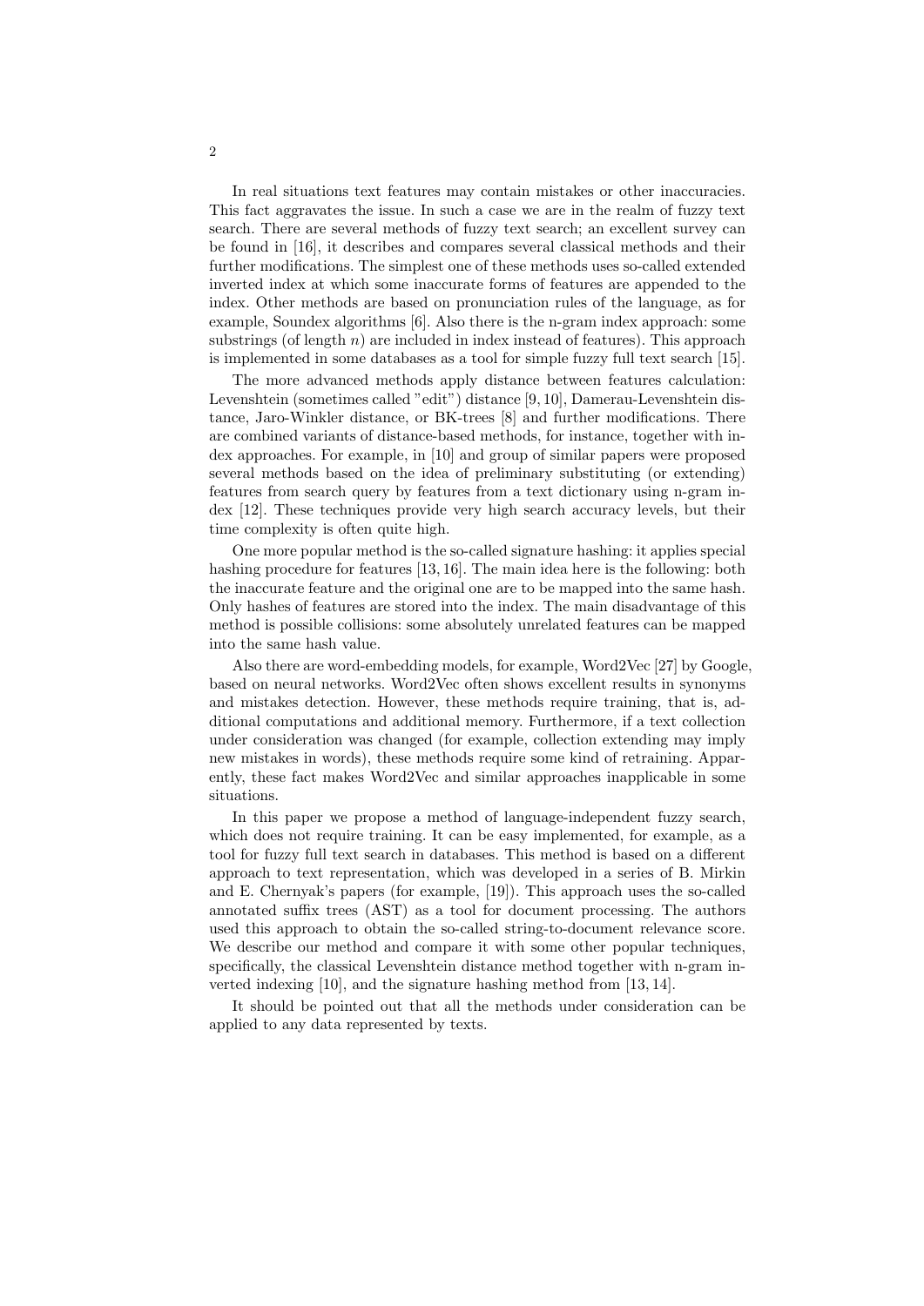In real situations text features may contain mistakes or other inaccuracies. This fact aggravates the issue. In such a case we are in the realm of fuzzy text search. There are several methods of fuzzy text search; an excellent survey can be found in [16], it describes and compares several classical methods and their further modifications. The simplest one of these methods uses so-called extended inverted index at which some inaccurate forms of features are appended to the index. Other methods are based on pronunciation rules of the language, as for example, Soundex algorithms [6]. Also there is the n-gram index approach: some substrings (of length $n$) are included in index instead of features). This approach is implemented in some databases as a tool for simple fuzzy full text search [15].

The more advanced methods apply distance between features calculation: Levenshtein (sometimes called "edit") distance [9, 10], Damerau-Levenshtein distance, Jaro-Winkler distance, or BK-trees [8] and further modifications. There are combined variants of distance-based methods, for instance, together with index approaches. For example, in [10] and group of similar papers were proposed several methods based on the idea of preliminary substituting (or extending) features from search query by features from a text dictionary using n-gram index [12]. These techniques provide very high search accuracy levels, but their time complexity is often quite high.

One more popular method is the so-called signature hashing: it applies special hashing procedure for features [13, 16]. The main idea here is the following: both the inaccurate feature and the original one are to be mapped into the same hash. Only hashes of features are stored into the index. The main disadvantage of this method is possible collisions: some absolutely unrelated features can be mapped into the same hash value.

Also there are word-embedding models, for example, Word2Vec [27] by Google, based on neural networks. Word2Vec often shows excellent results in synonyms and mistakes detection. However, these methods require training, that is, additional computations and additional memory. Furthermore, if a text collection under consideration was changed (for example, collection extending may imply new mistakes in words), these methods require some kind of retraining. Apparently, these fact makes Word2Vec and similar approaches inapplicable in some situations.

In this paper we propose a method of language-independent fuzzy search, which does not require training. It can be easy implemented, for example, as a tool for fuzzy full text search in databases. This method is based on a different approach to text representation, which was developed in a series of B. Mirkin and E. Chernyak's papers (for example, [19]). This approach uses the so-called annotated suffix trees (AST) as a tool for document processing. The authors used this approach to obtain the so-called string-to-document relevance score. We describe our method and compare it with some other popular techniques, specifically, the classical Levenshtein distance method together with n-gram inverted indexing [10], and the signature hashing method from [13, 14].

It should be pointed out that all the methods under consideration can be applied to any data represented by texts.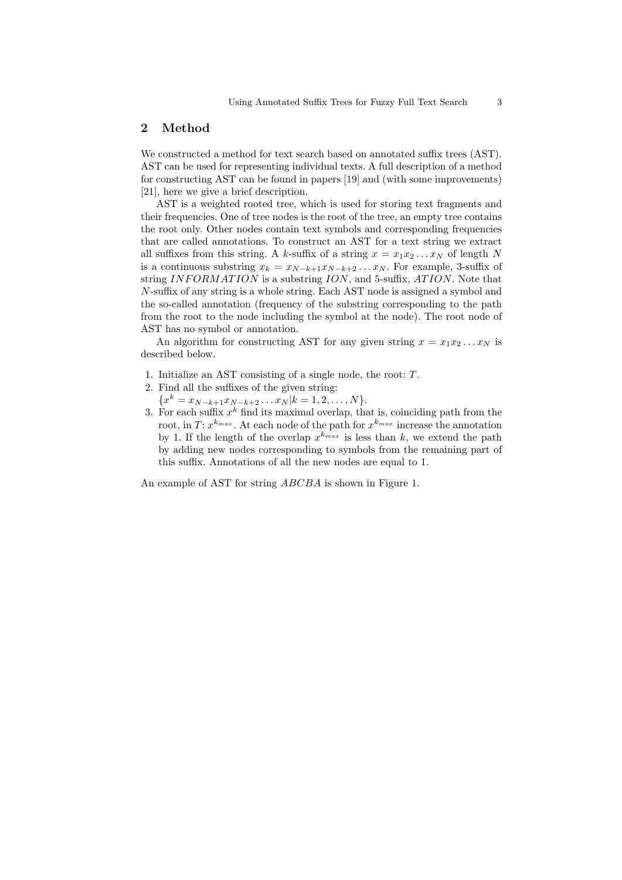## 2 Method

We constructed a method for text search based on annotated suffix trees (AST). AST can be used for representing individual texts. A full description of a method for constructing AST can be found in papers [19] and (with some improvements) [21], here we give a brief description.

AST is a weighted rooted tree, which is used for storing text fragments and their frequencies. One of tree nodes is the root of the tree, an empty tree contains the root only. Other nodes contain text symbols and corresponding frequencies that are called annotations. To construct an AST for a text string we extract all suffixes from this string. A $k$-suffix of a string $x = x_1x_2 \dots x_N$ of length $N$ is a continuous substring $x_k = x_{N-k+1}x_{N-k+2} \dots x_N$. For example, 3-suffix of string $INFORMATION$ is a substring $ION$, and 5-suffix, $ATION$. Note that $N$-suffix of any string is a whole string. Each AST node is assigned a symbol and the so-called annotation (frequency of the substring corresponding to the path from the root to the node including the symbol at the node). The root node of AST has no symbol or annotation.

An algorithm for constructing AST for any given string $x = x_1x_2 \dots x_N$ is described below.

1. Initialize an AST consisting of a single node, the root: $T$.
2. Find all the suffixes of the given string: $\{x^k = x_{N-k+1}x_{N-k+2} \dots x_N | k = 1, 2, \dots, N\}$.
3. For each suffix $x^k$ find its maximal overlap, that is, coinciding path from the root, in $T$: $x^{k_{max}}$. At each node of the path for $x^{k_{max}}$ increase the annotation by 1. If the length of the overlap $x^{k_{max}}$ is less than $k$, we extend the path by adding new nodes corresponding to symbols from the remaining part of this suffix. Annotations of all the new nodes are equal to 1.

An example of AST for string $ABCBA$ is shown in Figure 1.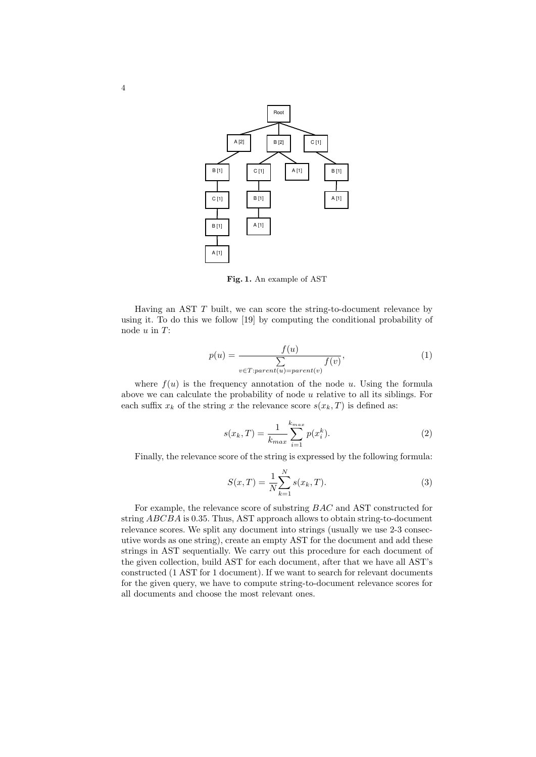**Fig. 1.** An example of AST

Having an AST $T$ built, we can score the string-to-document relevance by using it. To do this we follow [19] by computing the conditional probability of node $u$ in $T$:

$$p(u) = \frac{f(u)}{\sum\limits_{v \in T: parent(u) = parent(v)} f(v)}, \tag{1}$$

where $f(u)$ is the frequency annotation of the node $u$. Using the formula above we can calculate the probability of node $u$ relative to all its siblings. For each suffix $x_k$ of the string $x$ the relevance score $s(x_k, T)$ is defined as:

$$s(x_k, T) = \frac{1}{k_{max}} \sum_{i=1}^{k_{max}} p(x_i^k). \tag{2}$$

Finally, the relevance score of the string is expressed by the following formula:

$$S(x, T) = \frac{1}{N} \sum_{k=1}^{N} s(x_k, T). \tag{3}$$

For example, the relevance score of substring $BAC$ and AST constructed for string $ABCBA$ is 0.35. Thus, AST approach allows to obtain string-to-document relevance scores. We split any document into strings (usually we use 2-3 consecutive words as one string), create an empty AST for the document and add these strings in AST sequentially. We carry out this procedure for each document of the given collection, build AST for each document, after that we have all AST's constructed (1 AST for 1 document). If we want to search for relevant documents for the given query, we have to compute string-to-document relevance scores for all documents and choose the most relevant ones.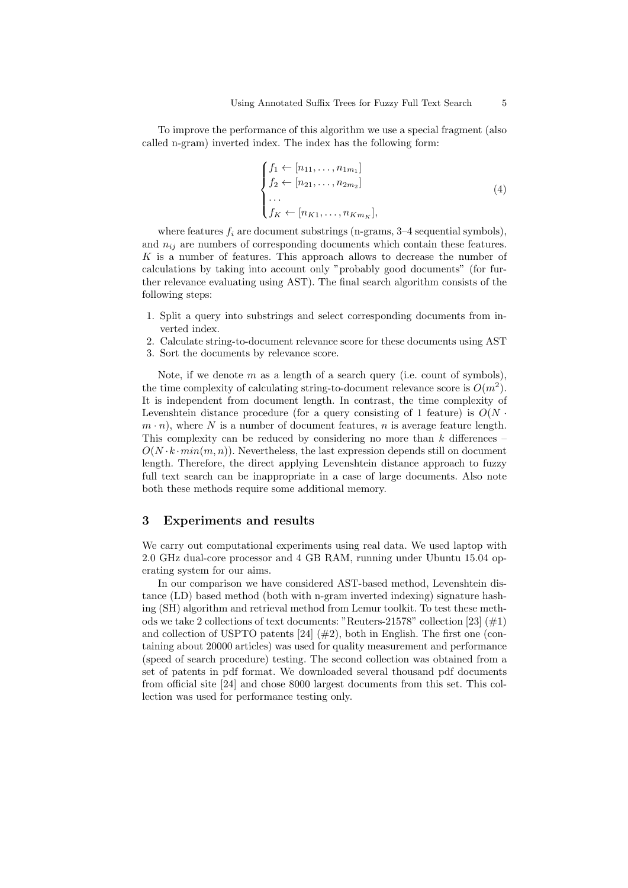To improve the performance of this algorithm we use a special fragment (also called n-gram) inverted index. The index has the following form:

$$\begin{cases} f_1 \leftarrow [n_{11}, \ldots, n_{1m_1}] \\ f_2 \leftarrow [n_{21}, \ldots, n_{2m_2}] \\ \ldots \\ f_K \leftarrow [n_{K1}, \ldots, n_{Km_K}], \end{cases} \tag{4}$$

where features $f_i$ are document substrings (n-grams, 3–4 sequential symbols), and $n_{ij}$ are numbers of corresponding documents which contain these features. $K$ is a number of features. This approach allows to decrease the number of calculations by taking into account only "probably good documents" (for further relevance evaluating using AST). The final search algorithm consists of the following steps:

1. Split a query into substrings and select corresponding documents from inverted index.
2. Calculate string-to-document relevance score for these documents using AST
3. Sort the documents by relevance score.

Note, if we denote $m$ as a length of a search query (i.e. count of symbols), the time complexity of calculating string-to-document relevance score is $O(m^2)$. It is independent from document length. In contrast, the time complexity of Levenshtein distance procedure (for a query consisting of 1 feature) is $O(N \cdot m \cdot n)$, where $N$ is a number of document features, $n$ is average feature length. This complexity can be reduced by considering no more than $k$ differences – $O(N \cdot k \cdot min(m, n))$. Nevertheless, the last expression depends still on document length. Therefore, the direct applying Levenshtein distance approach to fuzzy full text search can be inappropriate in a case of large documents. Also note both these methods require some additional memory.

## 3 Experiments and results

We carry out computational experiments using real data. We used laptop with 2.0 GHz dual-core processor and 4 GB RAM, running under Ubuntu 15.04 operating system for our aims.

In our comparison we have considered AST-based method, Levenshtein distance (LD) based method (both with n-gram inverted indexing) signature hashing (SH) algorithm and retrieval method from Lemur toolkit. To test these methods we take 2 collections of text documents: "Reuters-21578" collection [23] (#1) and collection of USPTO patents [24] (#2), both in English. The first one (containing about 20000 articles) was used for quality measurement and performance (speed of search procedure) testing. The second collection was obtained from a set of patents in pdf format. We downloaded several thousand pdf documents from official site [24] and chose 8000 largest documents from this set. This collection was used for performance testing only.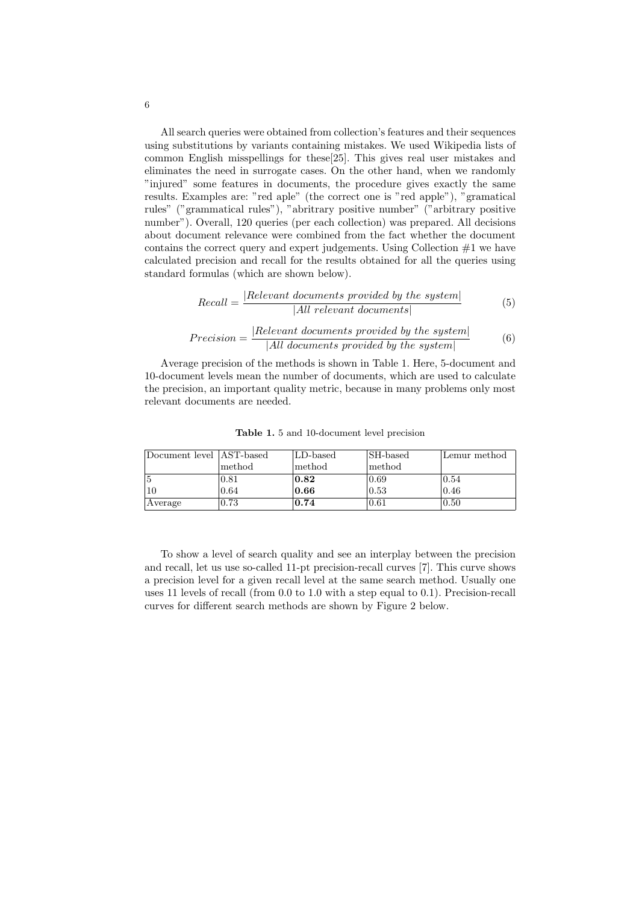All search queries were obtained from collection's features and their sequences using substitutions by variants containing mistakes. We used Wikipedia lists of common English misspellings for these[25]. This gives real user mistakes and eliminates the need in surrogate cases. On the other hand, when we randomly "injured" some features in documents, the procedure gives exactly the same results. Examples are: "red aple" (the correct one is "red apple"), "gramatical rules" ("grammatical rules"), "abritrary positive number" ("arbitrary positive number"). Overall, 120 queries (per each collection) was prepared. All decisions about document relevance were combined from the fact whether the document contains the correct query and expert judgements. Using Collection #1 we have calculated precision and recall for the results obtained for all the queries using standard formulas (which are shown below).

$$Recall = \frac{|Relevant\ documents\ provided\ by\ the\ system|}{|All\ relevant\ documents|} \tag{5}$$

$$Precision = \frac{|Relevant\ documents\ provided\ by\ the\ system|}{|All\ documents\ provided\ by\ the\ system|} \tag{6}$$

Average precision of the methods is shown in Table 1. Here, 5-document and 10-document levels mean the number of documents, which are used to calculate the precision, an important quality metric, because in many problems only most relevant documents are needed.

**Table 1.** 5 and 10-document level precision

| Document level | AST-based method | LD-based method | SH-based method | Lemur method |
|---|---|---|---|---|
| 5 | 0.81 | **0.82** | 0.69 | 0.54 |
| 10 | 0.64 | **0.66** | 0.53 | 0.46 |
| Average | 0.73 | **0.74** | 0.61 | 0.50 |

To show a level of search quality and see an interplay between the precision and recall, let us use so-called 11-pt precision-recall curves [7]. This curve shows a precision level for a given recall level at the same search method. Usually one uses 11 levels of recall (from 0.0 to 1.0 with a step equal to 0.1). Precision-recall curves for different search methods are shown by Figure 2 below.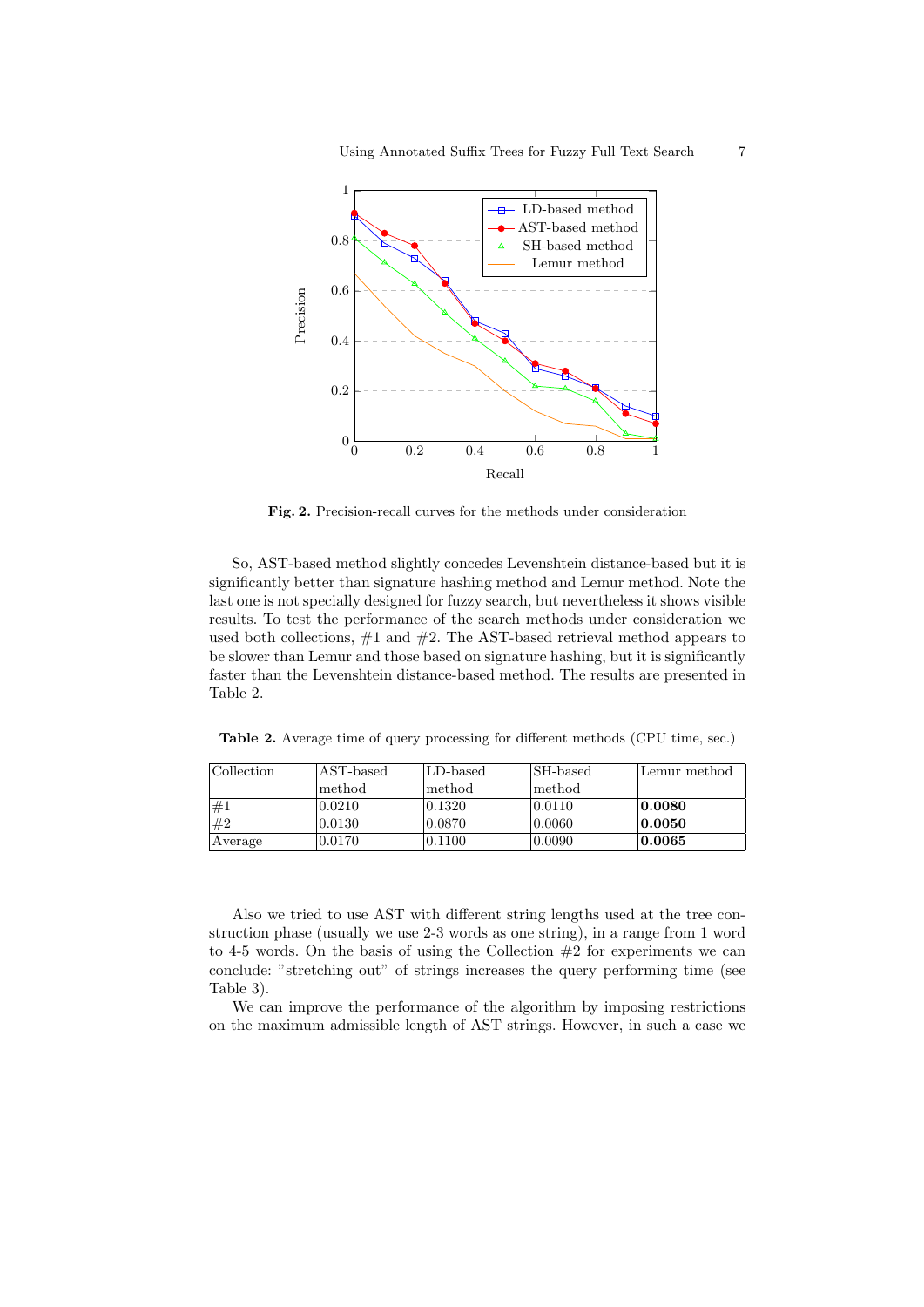**Fig. 2.** Precision-recall curves for the methods under consideration

So, AST-based method slightly concedes Levenshtein distance-based but it is significantly better than signature hashing method and Lemur method. Note the last one is not specially designed for fuzzy search, but nevertheless it shows visible results. To test the performance of the search methods under consideration we used both collections, #1 and #2. The AST-based retrieval method appears to be slower than Lemur and those based on signature hashing, but it is significantly faster than the Levenshtein distance-based method. The results are presented in Table 2.

**Table 2.** Average time of query processing for different methods (CPU time, sec.)

| Collection | AST-based method | LD-based method | SH-based method | Lemur method |
|---|---|---|---|---|
| #1 | 0.0210 | 0.1320 | 0.0110 | **0.0080** |
| #2 | 0.0130 | 0.0870 | 0.0060 | **0.0050** |
| Average | 0.0170 | 0.1100 | 0.0090 | **0.0065** |

Also we tried to use AST with different string lengths used at the tree construction phase (usually we use 2-3 words as one string), in a range from 1 word to 4-5 words. On the basis of using the Collection #2 for experiments we can conclude: "stretching out" of strings increases the query performing time (see Table 3).

We can improve the performance of the algorithm by imposing restrictions on the maximum admissible length of AST strings. However, in such a case we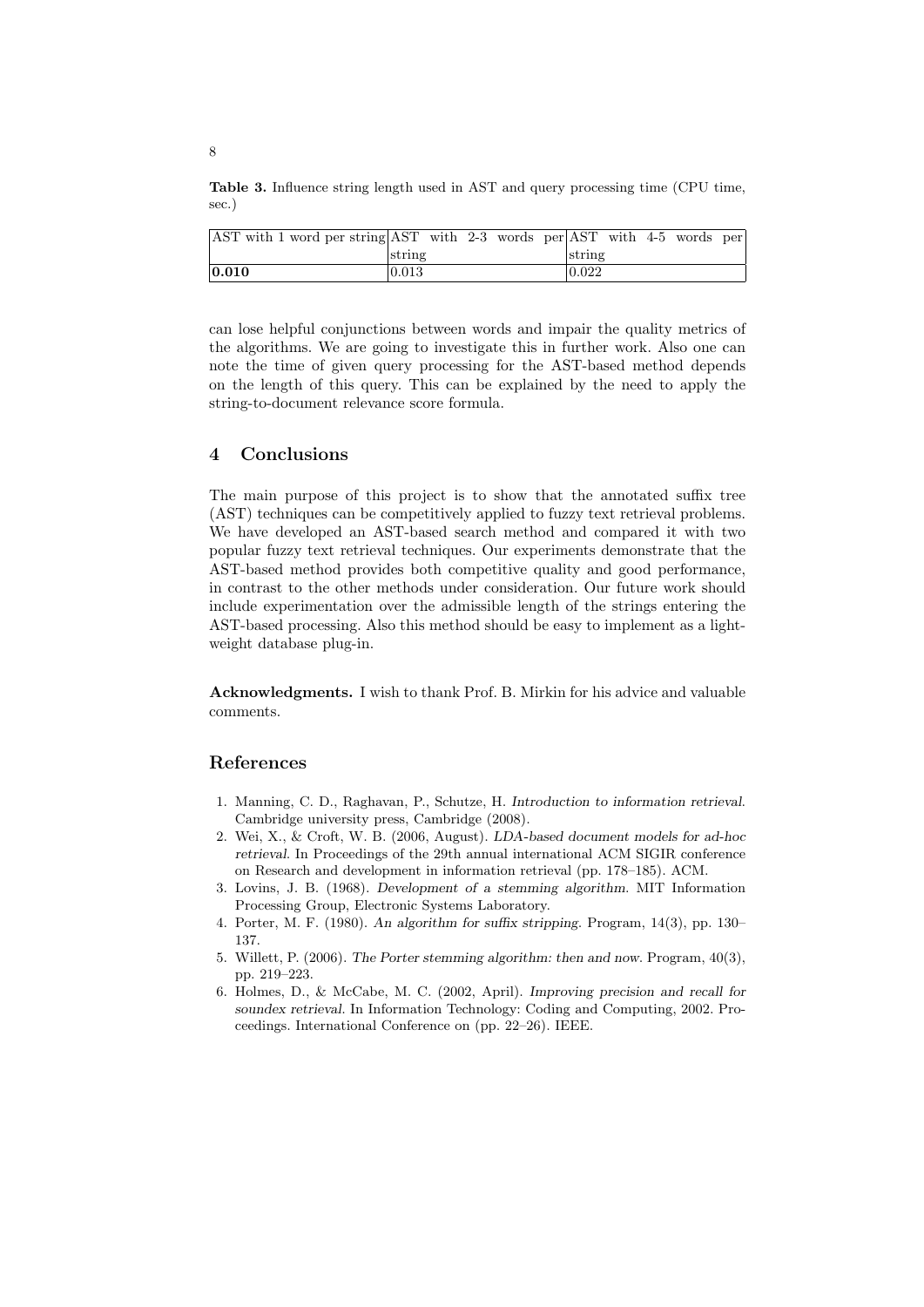**Table 3.** Influence string length used in AST and query processing time (CPU time, sec.)

| AST with 1 word per string | AST with 2-3 words per string | AST with 4-5 words per string |
|---|---|---|
| **0.010** | 0.013 | 0.022 |

can lose helpful conjunctions between words and impair the quality metrics of the algorithms. We are going to investigate this in further work. Also one can note the time of given query processing for the AST-based method depends on the length of this query. This can be explained by the need to apply the string-to-document relevance score formula.

## 4 Conclusions

The main purpose of this project is to show that the annotated suffix tree (AST) techniques can be competitively applied to fuzzy text retrieval problems. We have developed an AST-based search method and compared it with two popular fuzzy text retrieval techniques. Our experiments demonstrate that the AST-based method provides both competitive quality and good performance, in contrast to the other methods under consideration. Our future work should include experimentation over the admissible length of the strings entering the AST-based processing. Also this method should be easy to implement as a light-weight database plug-in.

**Acknowledgments.** I wish to thank Prof. B. Mirkin for his advice and valuable comments.

## References

1. Manning, C. D., Raghavan, P., Schutze, H. *Introduction to information retrieval*. Cambridge university press, Cambridge (2008).
2. Wei, X., & Croft, W. B. (2006, August). *LDA-based document models for ad-hoc retrieval*. In Proceedings of the 29th annual international ACM SIGIR conference on Research and development in information retrieval (pp. 178–185). ACM.
3. Lovins, J. B. (1968). *Development of a stemming algorithm*. MIT Information Processing Group, Electronic Systems Laboratory.
4. Porter, M. F. (1980). *An algorithm for suffix stripping*. Program, 14(3), pp. 130–137.
5. Willett, P. (2006). *The Porter stemming algorithm: then and now*. Program, 40(3), pp. 219–223.
6. Holmes, D., & McCabe, M. C. (2002, April). *Improving precision and recall for soundex retrieval*. In Information Technology: Coding and Computing, 2002. Proceedings. International Conference on (pp. 22–26). IEEE.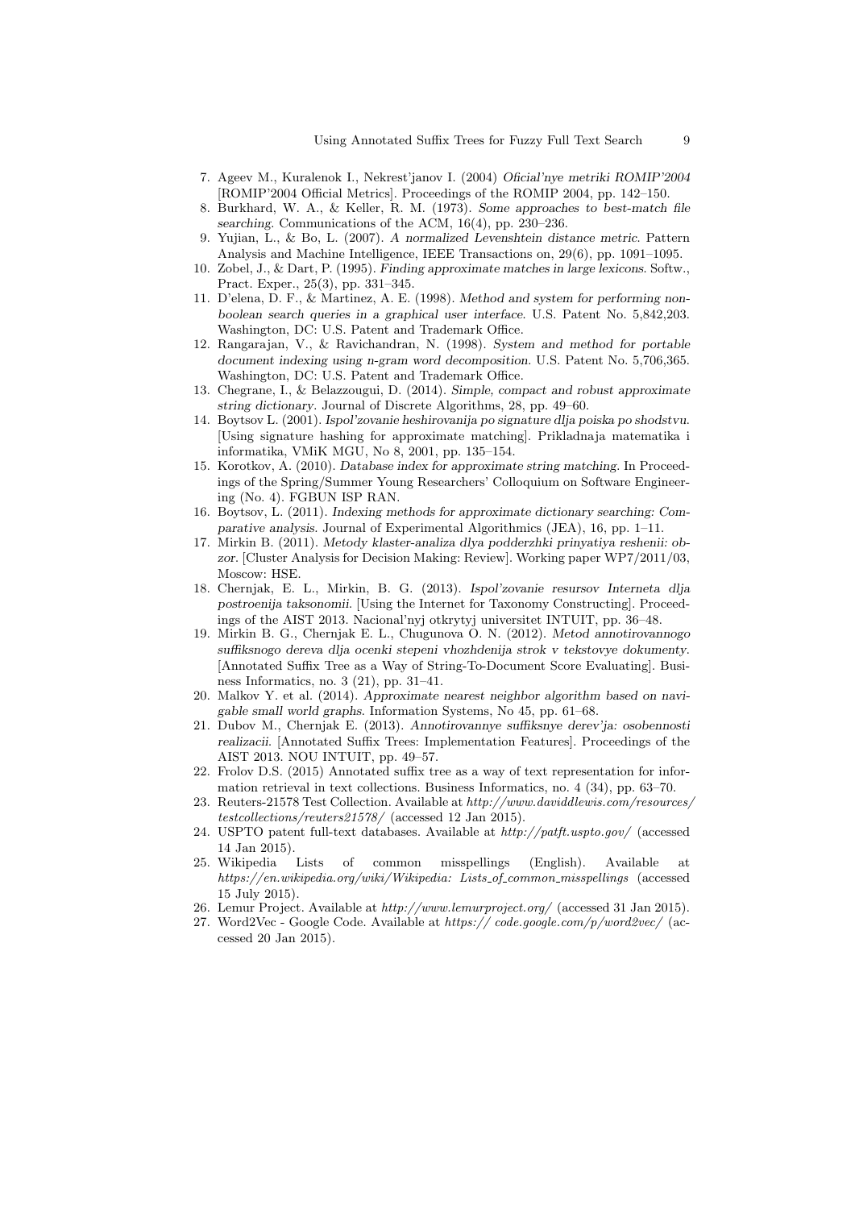7. Ageev M., Kuralenok I., Nekrest'janov I. (2004) *Oficial'nye metriki ROMIP'2004* [ROMIP'2004 Official Metrics]. Proceedings of the ROMIP 2004, pp. 142–150.
8. Burkhard, W. A., & Keller, R. M. (1973). *Some approaches to best-match file searching*. Communications of the ACM, 16(4), pp. 230–236.
9. Yujian, L., & Bo, L. (2007). *A normalized Levenshtein distance metric*. Pattern Analysis and Machine Intelligence, IEEE Transactions on, 29(6), pp. 1091–1095.
10. Zobel, J., & Dart, P. (1995). *Finding approximate matches in large lexicons*. Softw., Pract. Exper., 25(3), pp. 331–345.
11. D'elena, D. F., & Martinez, A. E. (1998). *Method and system for performing non-boolean search queries in a graphical user interface*. U.S. Patent No. 5,842,203. Washington, DC: U.S. Patent and Trademark Office.
12. Rangarajan, V., & Ravichandran, N. (1998). *System and method for portable document indexing using n-gram word decomposition*. U.S. Patent No. 5,706,365. Washington, DC: U.S. Patent and Trademark Office.
13. Chegrane, I., & Belazzougui, D. (2014). *Simple, compact and robust approximate string dictionary*. Journal of Discrete Algorithms, 28, pp. 49–60.
14. Boytsov L. (2001). *Ispol'zovanie heshirovanija po signature dlja poiska po shodstvu*. [Using signature hashing for approximate matching]. Prikladnaja matematika i informatika, VMiK MGU, No 8, 2001, pp. 135–154.
15. Korotkov, A. (2010). *Database index for approximate string matching*. In Proceedings of the Spring/Summer Young Researchers' Colloquium on Software Engineering (No. 4). FGBUN ISP RAN.
16. Boytsov, L. (2011). *Indexing methods for approximate dictionary searching: Comparative analysis*. Journal of Experimental Algorithmics (JEA), 16, pp. 1–11.
17. Mirkin B. (2011). *Metody klaster-analiza dlya podderzhki prinyatiya reshenii: obzor*. [Cluster Analysis for Decision Making: Review]. Working paper WP7/2011/03, Moscow: HSE.
18. Chernjak, E. L., Mirkin, B. G. (2013). *Ispol'zovanie resursov Interneta dlja postroenija taksonomii*. [Using the Internet for Taxonomy Constructing]. Proceedings of the AIST 2013. Nacional'nyj otkrytyj universitet INTUIT, pp. 36–48.
19. Mirkin B. G., Chernjak E. L., Chugunova O. N. (2012). *Metod annotirovannogo suffiksnogo dereva dlja ocenki stepeni vhozhdenija strok v tekstovye dokumenty*. [Annotated Suffix Tree as a Way of String-To-Document Score Evaluating]. Business Informatics, no. 3 (21), pp. 31–41.
20. Malkov Y. et al. (2014). *Approximate nearest neighbor algorithm based on navigable small world graphs*. Information Systems, No 45, pp. 61–68.
21. Dubov M., Chernjak E. (2013). *Annotirovannye suffiksnye derev'ja: osobennosti realizacii*. [Annotated Suffix Trees: Implementation Features]. Proceedings of the AIST 2013. NOU INTUIT, pp. 49–57.
22. Frolov D.S. (2015) Annotated suffix tree as a way of text representation for information retrieval in text collections. Business Informatics, no. 4 (34), pp. 63–70.
23. Reuters-21578 Test Collection. Available at *http://www.daviddlewis.com/resources/testcollections/reuters21578/* (accessed 12 Jan 2015).
24. USPTO patent full-text databases. Available at *http://patft.uspto.gov/* (accessed 14 Jan 2015).
25. Wikipedia Lists of common misspellings (English). Available at *https://en.wikipedia.org/wiki/Wikipedia: Lists_of_common_misspellings* (accessed 15 July 2015).
26. Lemur Project. Available at *http://www.lemurproject.org/* (accessed 31 Jan 2015).
27. Word2Vec - Google Code. Available at *https:// code.google.com/p/word2vec/* (accessed 20 Jan 2015).